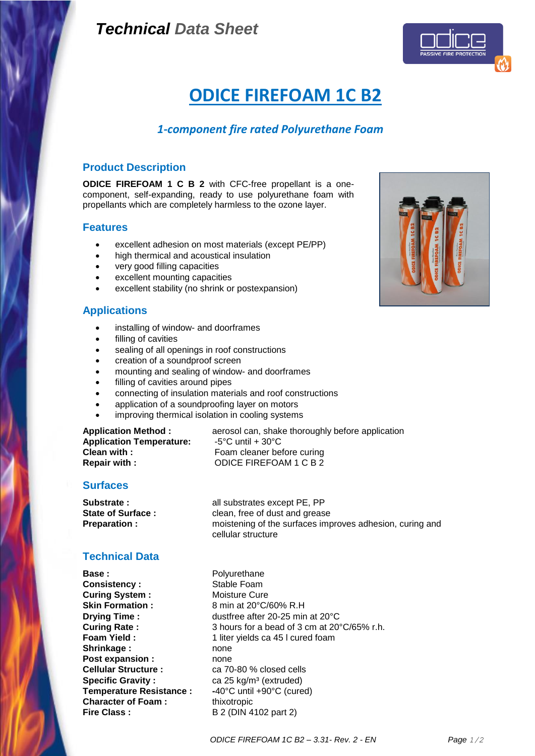*Technical* *Data Sheet*

# ODICE FIREFOAM 1C B2

*1-component fire rated Polyurethane Foam*

## Product Description

**ODICE FIREFOAM 1 C B 2** with CFC-free propellant is a one-component, self-expanding, ready to use polyurethane foam with propellants which are completely harmless to the ozone layer.

## Features

- excellent adhesion on most materials (except PE/PP)
- high thermical and acoustical insulation
- very good filling capacities
- excellent mounting capacities
- excellent stability (no shrink or postexpansion)

## Applications

- installing of window- and doorframes
- filling of cavities
- sealing of all openings in roof constructions
- creation of a soundproof screen
- mounting and sealing of window- and doorframes
- filling of cavities around pipes
- connecting of insulation materials and roof constructions
- application of a soundproofing layer on motors
- improving thermical isolation in cooling systems

| | |
|---|---|
| **Application Method :** | aerosol can, shake thoroughly before application |
| **Application Temperature:** | -5°C until + 30°C |
| **Clean with :** | Foam cleaner before curing |
| **Repair with :** | ODICE FIREFOAM 1 C B 2 |

## Surfaces

| | |
|---|---|
| **Substrate :** | all substrates except PE, PP |
| **State of Surface :** | clean, free of dust and grease |
| **Preparation :** | moistening of the surfaces improves adhesion, curing and cellular structure |

## Technical Data

| | |
|---|---|
| **Base :** | Polyurethane |
| **Consistency :** | Stable Foam |
| **Curing System :** | Moisture Cure |
| **Skin Formation :** | 8 min at 20°C/60% R.H |
| **Drying Time :** | dustfree after 20-25 min at 20°C |
| **Curing Rate :** | 3 hours for a bead of 3 cm at 20°C/65% r.h. |
| **Foam Yield :** | 1 liter yields ca 45 l cured foam |
| **Shrinkage :** | none |
| **Post expansion :** | none |
| **Cellular Structure :** | ca 70-80 % closed cells |
| **Specific Gravity :** | ca 25 kg/m³ (extruded) |
| **Temperature Resistance :** | -40°C until +90°C (cured) |
| **Character of Foam :** | thixotropic |
| **Fire Class :** | B 2 (DIN 4102 part 2) |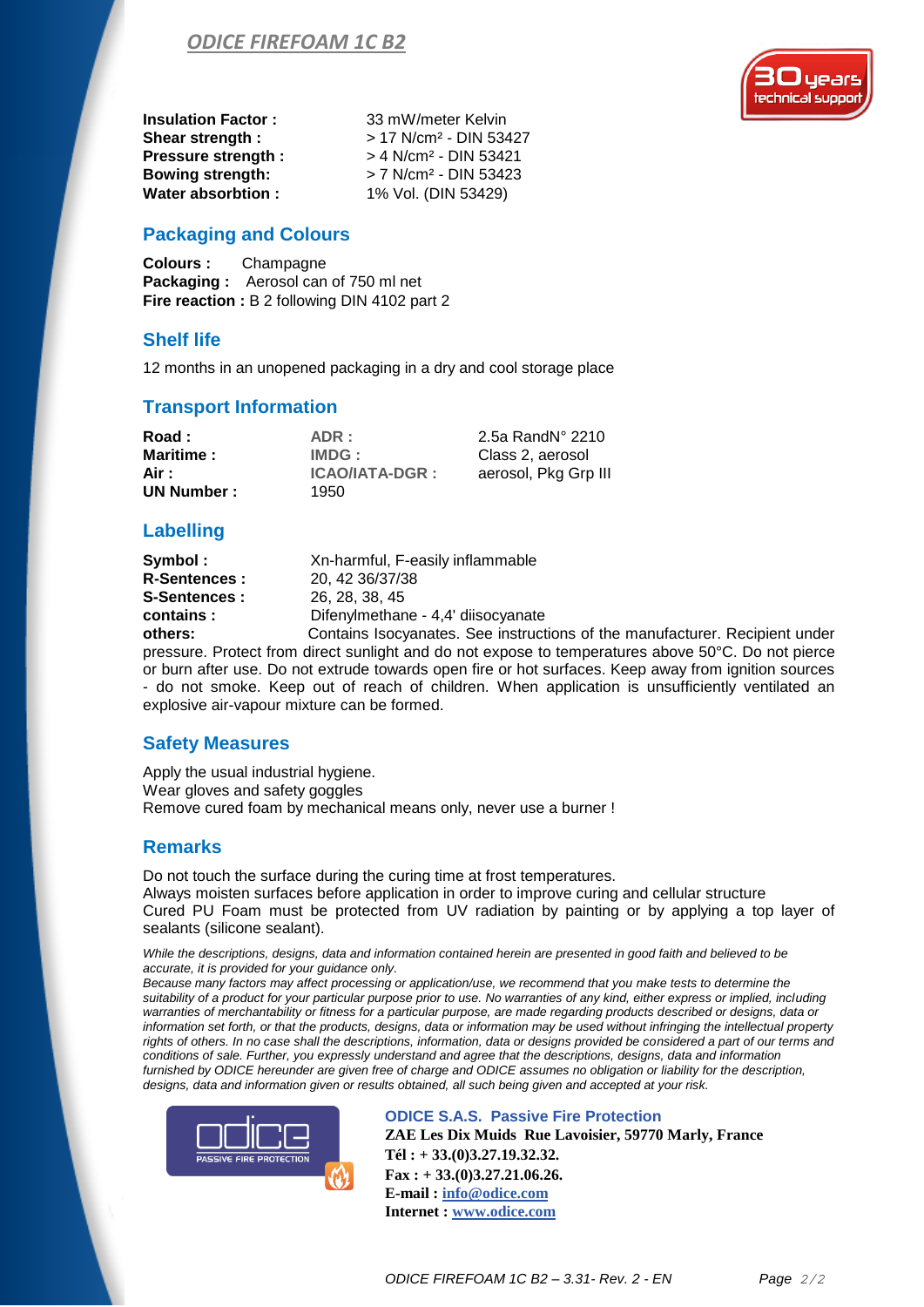**Insulation Factor :** 33 mW/meter Kelvin
**Shear strength :** > 17 N/cm² - DIN 53427
**Pressure strength :** > 4 N/cm² - DIN 53421
**Bowing strength:** > 7 N/cm² - DIN 53423
**Water absorbtion :** 1% Vol. (DIN 53429)

## Packaging and Colours

**Colours :** Champagne
**Packaging :** Aerosol can of 750 ml net
**Fire reaction :** B 2 following DIN 4102 part 2

## Shelf life

12 months in an unopened packaging in a dry and cool storage place

## Transport Information

| | | |
|---|---|---|
| **Road :** | **ADR :** | 2.5a RandN° 2210 |
| **Maritime :** | **IMDG :** | Class 2, aerosol |
| **Air :** | **ICAO/IATA-DGR :** | aerosol, Pkg Grp III |
| **UN Number :** | 1950 | |

## Labelling

**Symbol :** Xn-harmful, F-easily inflammable
**R-Sentences :** 20, 42 36/37/38
**S-Sentences :** 26, 28, 38, 45
**contains :** Difenylmethane - 4,4' diisocyanate
**others:** Contains Isocyanates. See instructions of the manufacturer. Recipient under pressure. Protect from direct sunlight and do not expose to temperatures above 50°C. Do not pierce or burn after use. Do not extrude towards open fire or hot surfaces. Keep away from ignition sources - do not smoke. Keep out of reach of children. When application is unsufficiently ventilated an explosive air-vapour mixture can be formed.

## Safety Measures

Apply the usual industrial hygiene.
Wear gloves and safety goggles
Remove cured foam by mechanical means only, never use a burner !

## Remarks

Do not touch the surface during the curing time at frost temperatures.
Always moisten surfaces before application in order to improve curing and cellular structure
Cured PU Foam must be protected from UV radiation by painting or by applying a top layer of sealants (silicone sealant).

*While the descriptions, designs, data and information contained herein are presented in good faith and believed to be accurate, it is provided for your guidance only.*
*Because many factors may affect processing or application/use, we recommend that you make tests to determine the suitability of a product for your particular purpose prior to use. No warranties of any kind, either express or implied, including warranties of merchantability or fitness for a particular purpose, are made regarding products described or designs, data or information set forth, or that the products, designs, data or information may be used without infringing the intellectual property rights of others. In no case shall the descriptions, information, data or designs provided be considered a part of our terms and conditions of sale. Further, you expressly understand and agree that the descriptions, designs, data and information furnished by ODICE hereunder are given free of charge and ODICE assumes no obligation or liability for the description, designs, data and information given or results obtained, all such being given and accepted at your risk.*

**ODICE S.A.S. Passive Fire Protection**
**ZAE Les Dix Muids Rue Lavoisier, 59770 Marly, France**
**Tél : + 33.(0)3.27.19.32.32.**
**Fax : + 33.(0)3.27.21.06.26.**
**E-mail : info@odice.com**
**Internet : www.odice.com**